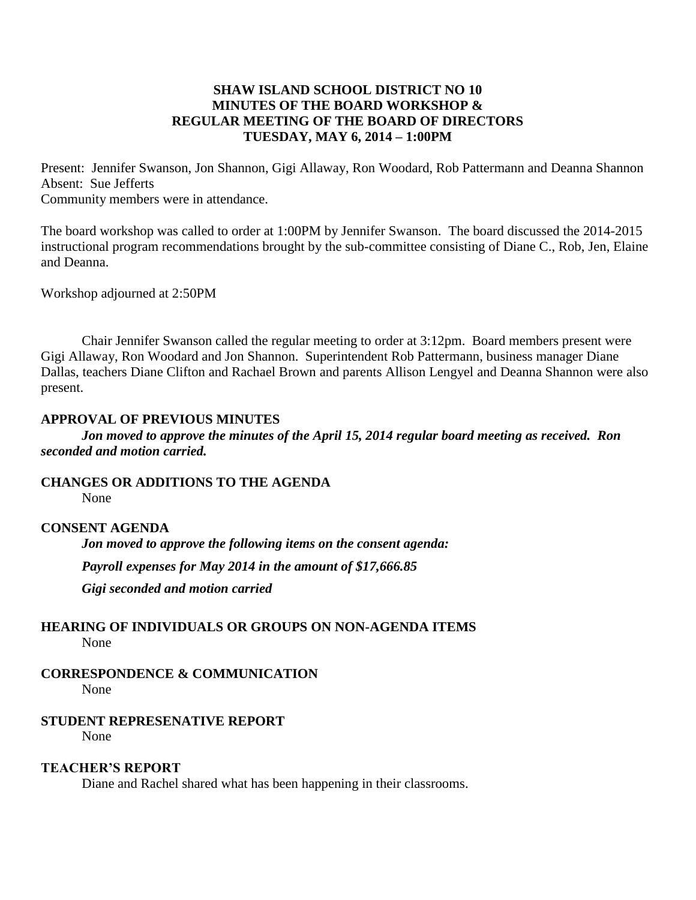**SHAW ISLAND SCHOOL DISTRICT NO 10**
**MINUTES OF THE BOARD WORKSHOP &**
**REGULAR MEETING OF THE BOARD OF DIRECTORS**
**TUESDAY, MAY 6, 2014 – 1:00PM**

Present: Jennifer Swanson, Jon Shannon, Gigi Allaway, Ron Woodard, Rob Pattermann and Deanna Shannon
Absent: Sue Jefferts
Community members were in attendance.

The board workshop was called to order at 1:00PM by Jennifer Swanson. The board discussed the 2014-2015 instructional program recommendations brought by the sub-committee consisting of Diane C., Rob, Jen, Elaine and Deanna.

Workshop adjourned at 2:50PM

Chair Jennifer Swanson called the regular meeting to order at 3:12pm. Board members present were Gigi Allaway, Ron Woodard and Jon Shannon. Superintendent Rob Pattermann, business manager Diane Dallas, teachers Diane Clifton and Rachael Brown and parents Allison Lengyel and Deanna Shannon were also present.

**APPROVAL OF PREVIOUS MINUTES**

***Jon moved to approve the minutes of the April 15, 2014 regular board meeting as received. Ron seconded and motion carried.***

**CHANGES OR ADDITIONS TO THE AGENDA**

None

**CONSENT AGENDA**

***Jon moved to approve the following items on the consent agenda:***

***Payroll expenses for May 2014 in the amount of $17,666.85***

***Gigi seconded and motion carried***

**HEARING OF INDIVIDUALS OR GROUPS ON NON-AGENDA ITEMS**

None

**CORRESPONDENCE & COMMUNICATION**

None

**STUDENT REPRESENATIVE REPORT**

None

**TEACHER'S REPORT**

Diane and Rachel shared what has been happening in their classrooms.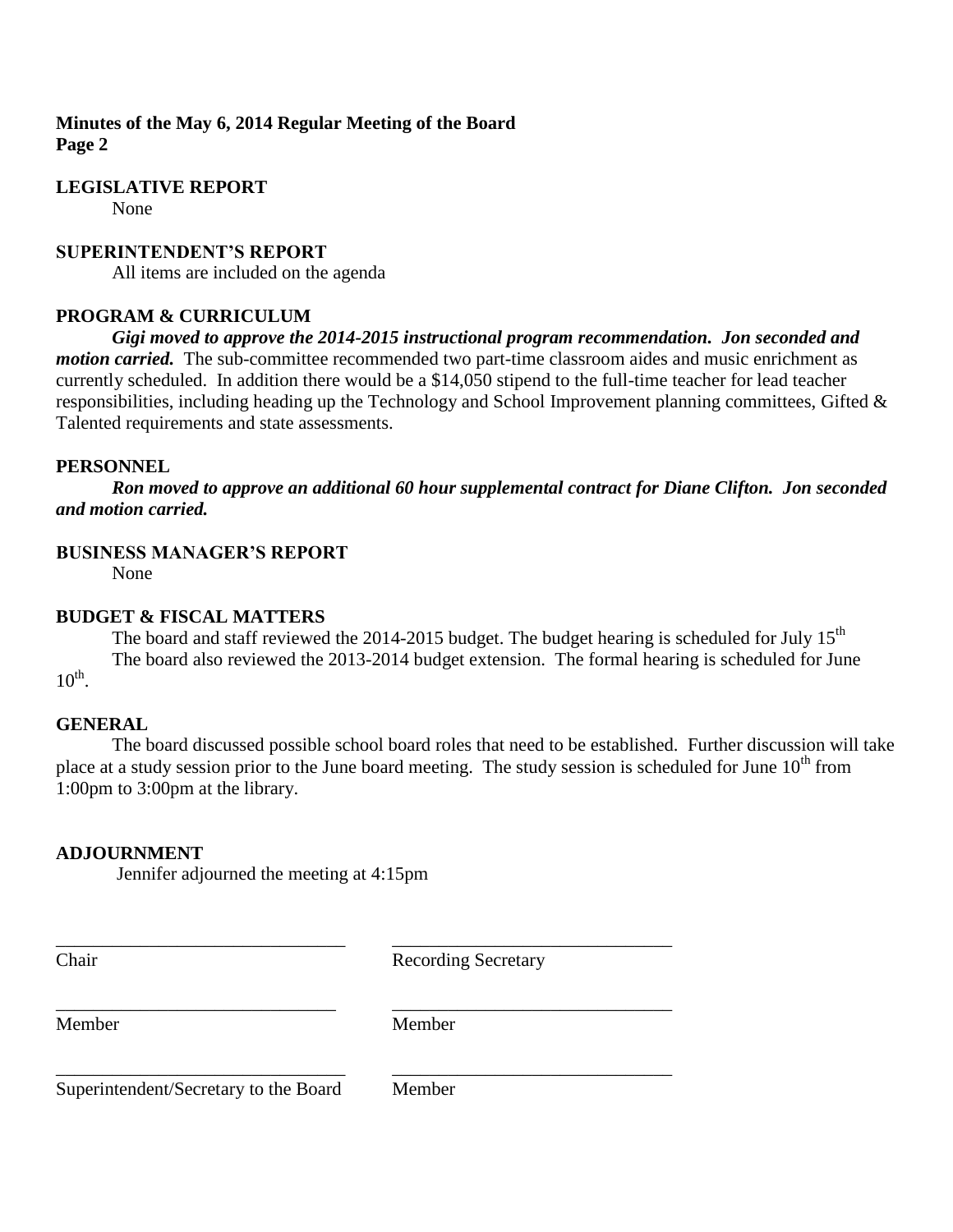**Minutes of the May 6, 2014 Regular Meeting of the Board**
**Page 2**

**LEGISLATIVE REPORT**

None

**SUPERINTENDENT'S REPORT**

All items are included on the agenda

**PROGRAM & CURRICULUM**

***Gigi moved to approve the 2014-2015 instructional program recommendation. Jon seconded and motion carried.*** The sub-committee recommended two part-time classroom aides and music enrichment as currently scheduled. In addition there would be a $14,050 stipend to the full-time teacher for lead teacher responsibilities, including heading up the Technology and School Improvement planning committees, Gifted & Talented requirements and state assessments.

**PERSONNEL**

***Ron moved to approve an additional 60 hour supplemental contract for Diane Clifton. Jon seconded and motion carried.***

**BUSINESS MANAGER'S REPORT**

None

**BUDGET & FISCAL MATTERS**

The board and staff reviewed the 2014-2015 budget. The budget hearing is scheduled for July 15th

The board also reviewed the 2013-2014 budget extension. The formal hearing is scheduled for June 10th.

**GENERAL**

The board discussed possible school board roles that need to be established. Further discussion will take place at a study session prior to the June board meeting. The study session is scheduled for June 10th from 1:00pm to 3:00pm at the library.

**ADJOURNMENT**

Jennifer adjourned the meeting at 4:15pm

_______________________________ Chair

_______________________________ Recording Secretary

_______________________________ Member

_______________________________ Member

_______________________________ Superintendent/Secretary to the Board

_______________________________ Member